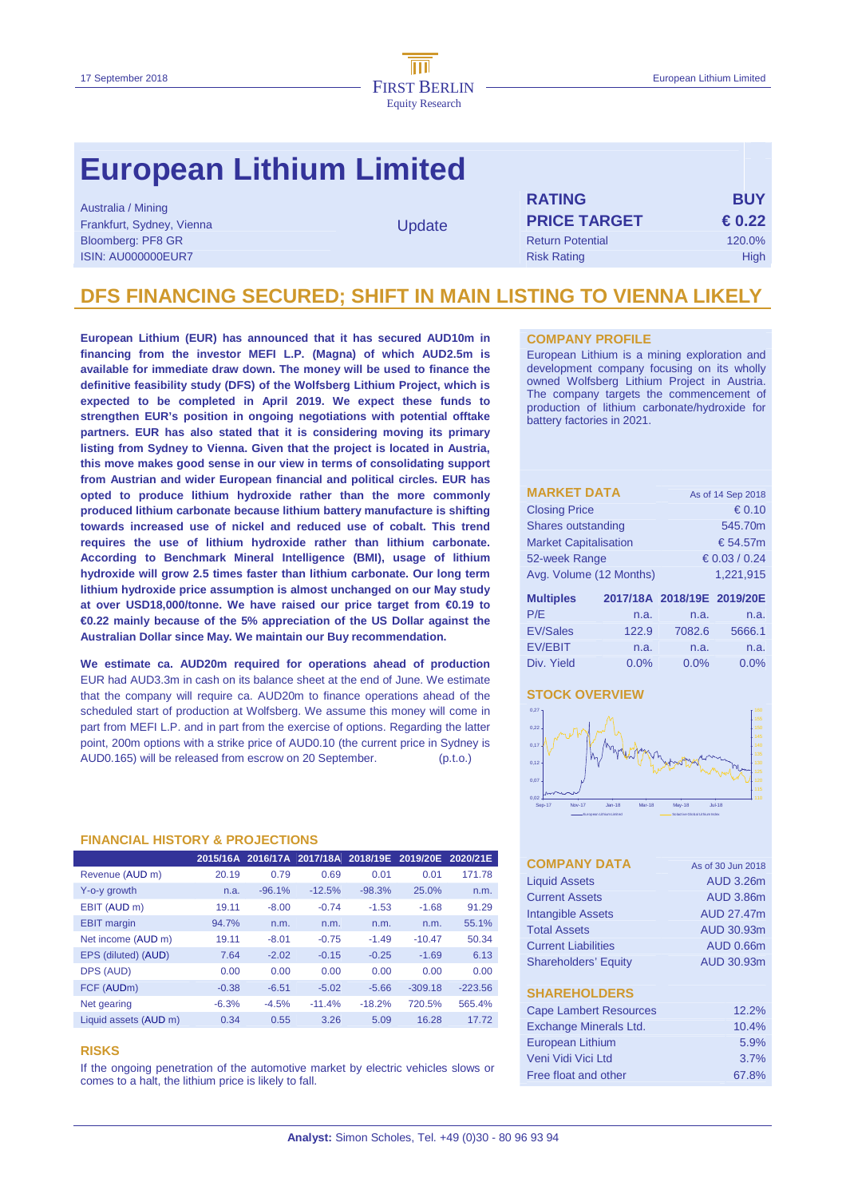# European Lithium Limited

Australia / Mining
Frankfurt, Sydney, Vienna
Bloomberg: PF8 GR
ISIN: AU000000EUR7

Update

| RATING | BUY |
|---|---|
| PRICE TARGET | € 0.22 |
| Return Potential | 120.0% |
| Risk Rating | High |

## DFS FINANCING SECURED; SHIFT IN MAIN LISTING TO VIENNA LIKELY

**European Lithium (EUR) has announced that it has secured AUD10m in financing from the investor MEFI L.P. (Magna) of which AUD2.5m is available for immediate draw down. The money will be used to finance the definitive feasibility study (DFS) of the Wolfsberg Lithium Project, which is expected to be completed in April 2019. We expect these funds to strengthen EUR's position in ongoing negotiations with potential offtake partners. EUR has also stated that it is considering moving its primary listing from Sydney to Vienna. Given that the project is located in Austria, this move makes good sense in our view in terms of consolidating support from Austrian and wider European financial and political circles. EUR has opted to produce lithium hydroxide rather than the more commonly produced lithium carbonate because lithium battery manufacture is shifting towards increased use of nickel and reduced use of cobalt. This trend requires the use of lithium hydroxide rather than lithium carbonate. According to Benchmark Mineral Intelligence (BMI), usage of lithium hydroxide will grow 2.5 times faster than lithium carbonate. Our long term lithium hydroxide price assumption is almost unchanged on our May study at over USD18,000/tonne. We have raised our price target from €0.19 to €0.22 mainly because of the 5% appreciation of the US Dollar against the Australian Dollar since May. We maintain our Buy recommendation.**

**We estimate ca. AUD20m required for operations ahead of production** EUR had AUD3.3m in cash on its balance sheet at the end of June. We estimate that the company will require ca. AUD20m to finance operations ahead of the scheduled start of production at Wolfsberg. We assume this money will come in part from MEFI L.P. and in part from the exercise of options. Regarding the latter point, 200m options with a strike price of AUD0.10 (the current price in Sydney is AUD0.165) will be released from escrow on 20 September. (p.t.o.)

### FINANCIAL HISTORY & PROJECTIONS

| | 2015/16A | 2016/17A | 2017/18A | 2018/19E | 2019/20E | 2020/21E |
|---|---|---|---|---|---|---|
| Revenue (AUD m) | 20.19 | 0.79 | 0.69 | 0.01 | 0.01 | 171.78 |
| Y-o-y growth | n.a. | -96.1% | -12.5% | -98.3% | 25.0% | n.m. |
| EBIT (AUD m) | 19.11 | -8.00 | -0.74 | -1.53 | -1.68 | 91.29 |
| EBIT margin | 94.7% | n.m. | n.m. | n.m. | n.m. | 55.1% |
| Net income (AUD m) | 19.11 | -8.01 | -0.75 | -1.49 | -10.47 | 50.34 |
| EPS (diluted) (AUD) | 7.64 | -2.02 | -0.15 | -0.25 | -1.69 | 6.13 |
| DPS (AUD) | 0.00 | 0.00 | 0.00 | 0.00 | 0.00 | 0.00 |
| FCF (AUDm) | -0.38 | -6.51 | -5.02 | -5.66 | -309.18 | -223.56 |
| Net gearing | -6.3% | -4.5% | -11.4% | -18.2% | 720.5% | 565.4% |
| Liquid assets (AUD m) | 0.34 | 0.55 | 3.26 | 5.09 | 16.28 | 17.72 |

### RISKS

If the ongoing penetration of the automotive market by electric vehicles slows or comes to a halt, the lithium price is likely to fall.

### COMPANY PROFILE

European Lithium is a mining exploration and development company focusing on its wholly owned Wolfsberg Lithium Project in Austria. The company targets the commencement of production of lithium carbonate/hydroxide for battery factories in 2021.

### MARKET DATA

| MARKET DATA | As of 14 Sep 2018 |
|---|---|
| Closing Price | € 0.10 |
| Shares outstanding | 545.70m |
| Market Capitalisation | € 54.57m |
| 52-week Range | € 0.03 / 0.24 |
| Avg. Volume (12 Months) | 1,221,915 |

| Multiples | 2017/18A | 2018/19E | 2019/20E |
|---|---|---|---|
| P/E | n.a. | n.a. | n.a. |
| EV/Sales | 122.9 | 7082.6 | 5666.1 |
| EV/EBIT | n.a. | n.a. | n.a. |
| Div. Yield | 0.0% | 0.0% | 0.0% |

### STOCK OVERVIEW

### COMPANY DATA

| COMPANY DATA | As of 30 Jun 2018 |
|---|---|
| Liquid Assets | AUD 3.26m |
| Current Assets | AUD 3.86m |
| Intangible Assets | AUD 27.47m |
| Total Assets | AUD 30.93m |
| Current Liabilities | AUD 0.66m |
| Shareholders' Equity | AUD 30.93m |

### SHAREHOLDERS

| Shareholder | Share |
|---|---|
| Cape Lambert Resources | 12.2% |
| Exchange Minerals Ltd. | 10.4% |
| European Lithium | 5.9% |
| Veni Vidi Vici Ltd | 3.7% |
| Free float and other | 67.8% |

**Analyst:** Simon Scholes, Tel. +49 (0)30 - 80 96 93 94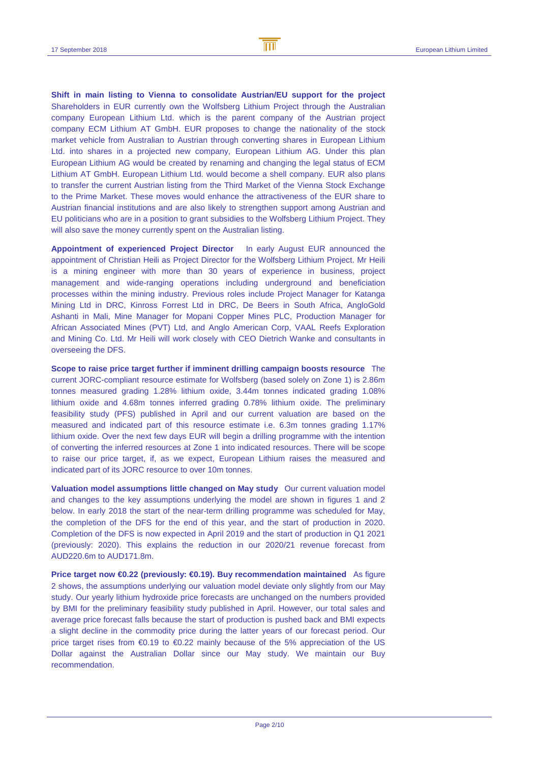**Shift in main listing to Vienna to consolidate Austrian/EU support for the project** Shareholders in EUR currently own the Wolfsberg Lithium Project through the Australian company European Lithium Ltd. which is the parent company of the Austrian project company ECM Lithium AT GmbH. EUR proposes to change the nationality of the stock market vehicle from Australian to Austrian through converting shares in European Lithium Ltd. into shares in a projected new company, European Lithium AG. Under this plan European Lithium AG would be created by renaming and changing the legal status of ECM Lithium AT GmbH. European Lithium Ltd. would become a shell company. EUR also plans to transfer the current Austrian listing from the Third Market of the Vienna Stock Exchange to the Prime Market. These moves would enhance the attractiveness of the EUR share to Austrian financial institutions and are also likely to strengthen support among Austrian and EU politicians who are in a position to grant subsidies to the Wolfsberg Lithium Project. They will also save the money currently spent on the Australian listing.

**Appointment of experienced Project Director** In early August EUR announced the appointment of Christian Heili as Project Director for the Wolfsberg Lithium Project. Mr Heili is a mining engineer with more than 30 years of experience in business, project management and wide-ranging operations including underground and beneficiation processes within the mining industry. Previous roles include Project Manager for Katanga Mining Ltd in DRC, Kinross Forrest Ltd in DRC, De Beers in South Africa, AngloGold Ashanti in Mali, Mine Manager for Mopani Copper Mines PLC, Production Manager for African Associated Mines (PVT) Ltd, and Anglo American Corp, VAAL Reefs Exploration and Mining Co. Ltd. Mr Heili will work closely with CEO Dietrich Wanke and consultants in overseeing the DFS.

**Scope to raise price target further if imminent drilling campaign boosts resource** The current JORC-compliant resource estimate for Wolfsberg (based solely on Zone 1) is 2.86m tonnes measured grading 1.28% lithium oxide, 3.44m tonnes indicated grading 1.08% lithium oxide and 4.68m tonnes inferred grading 0.78% lithium oxide. The preliminary feasibility study (PFS) published in April and our current valuation are based on the measured and indicated part of this resource estimate i.e. 6.3m tonnes grading 1.17% lithium oxide. Over the next few days EUR will begin a drilling programme with the intention of converting the inferred resources at Zone 1 into indicated resources. There will be scope to raise our price target, if, as we expect, European Lithium raises the measured and indicated part of its JORC resource to over 10m tonnes.

**Valuation model assumptions little changed on May study** Our current valuation model and changes to the key assumptions underlying the model are shown in figures 1 and 2 below. In early 2018 the start of the near-term drilling programme was scheduled for May, the completion of the DFS for the end of this year, and the start of production in 2020. Completion of the DFS is now expected in April 2019 and the start of production in Q1 2021 (previously: 2020). This explains the reduction in our 2020/21 revenue forecast from AUD220.6m to AUD171.8m.

**Price target now €0.22 (previously: €0.19). Buy recommendation maintained** As figure 2 shows, the assumptions underlying our valuation model deviate only slightly from our May study. Our yearly lithium hydroxide price forecasts are unchanged on the numbers provided by BMI for the preliminary feasibility study published in April. However, our total sales and average price forecast falls because the start of production is pushed back and BMI expects a slight decline in the commodity price during the latter years of our forecast period. Our price target rises from €0.19 to €0.22 mainly because of the 5% appreciation of the US Dollar against the Australian Dollar since our May study. We maintain our Buy recommendation.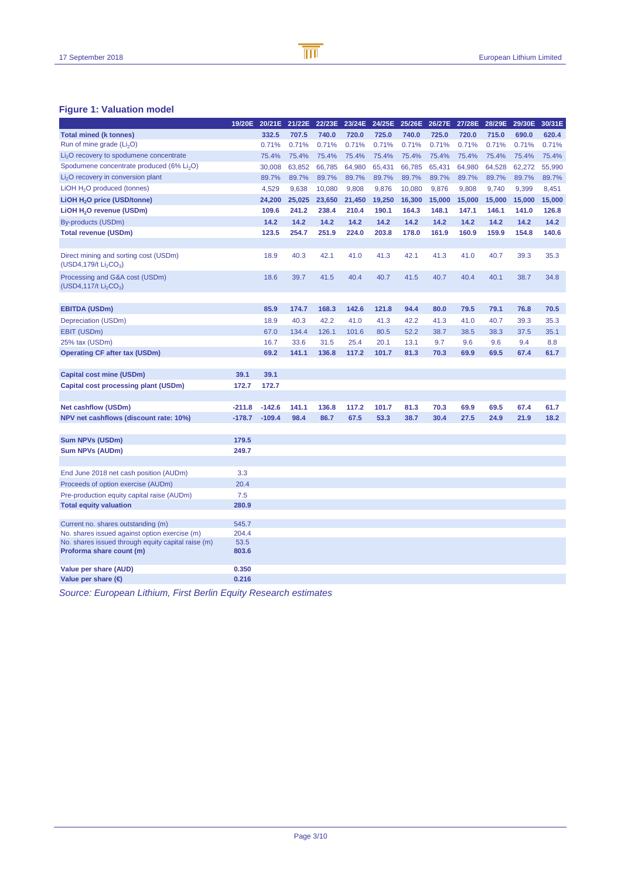## Figure 1: Valuation model

| | 19/20E | 20/21E | 21/22E | 22/23E | 23/24E | 24/25E | 25/26E | 26/27E | 27/28E | 28/29E | 29/30E | 30/31E |
|---|---|---|---|---|---|---|---|---|---|---|---|---|
| **Total mined (k tonnes)** | | **332.5** | **707.5** | **740.0** | **720.0** | **725.0** | **740.0** | **725.0** | **720.0** | **715.0** | **690.0** | **620.4** |
| Run of mine grade ($Li_2O$) | | 0.71% | 0.71% | 0.71% | 0.71% | 0.71% | 0.71% | 0.71% | 0.71% | 0.71% | 0.71% | 0.71% |
| $Li_2O$ recovery to spodumene concentrate | | 75.4% | 75.4% | 75.4% | 75.4% | 75.4% | 75.4% | 75.4% | 75.4% | 75.4% | 75.4% | 75.4% |
| Spodumene concentrate produced (6% $Li_2O$) | | 30,008 | 63,852 | 66,785 | 64,980 | 65,431 | 66,785 | 65,431 | 64,980 | 64,528 | 62,272 | 55,990 |
| $Li_2O$ recovery in conversion plant | | 89.7% | 89.7% | 89.7% | 89.7% | 89.7% | 89.7% | 89.7% | 89.7% | 89.7% | 89.7% | 89.7% |
| LiOH $H_2O$ produced (tonnes) | | 4,529 | 9,638 | 10,080 | 9,808 | 9,876 | 10,080 | 9,876 | 9,808 | 9,740 | 9,399 | 8,451 |
| **LiOH $H_2O$ price (USD/tonne)** | | **24,200** | **25,025** | **23,650** | **21,450** | **19,250** | **16,300** | **15,000** | **15,000** | **15,000** | **15,000** | **15,000** |
| **LiOH $H_2O$ revenue (USDm)** | | **109.6** | **241.2** | **238.4** | **210.4** | **190.1** | **164.3** | **148.1** | **147.1** | **146.1** | **141.0** | **126.8** |
| By-products (USDm) | | **14.2** | **14.2** | **14.2** | **14.2** | **14.2** | **14.2** | **14.2** | **14.2** | **14.2** | **14.2** | **14.2** |
| **Total revenue (USDm)** | | **123.5** | **254.7** | **251.9** | **224.0** | **203.8** | **178.0** | **161.9** | **160.9** | **159.9** | **154.8** | **140.6** |
| | | | | | | | | | | | | |
| Direct mining and sorting cost (USDm) (USD4,179/t $Li_2CO_3$) | | 18.9 | 40.3 | 42.1 | 41.0 | 41.3 | 42.1 | 41.3 | 41.0 | 40.7 | 39.3 | 35.3 |
| Processing and G&A cost (USDm) (USD4,117/t $Li_2CO_3$) | | 18.6 | 39.7 | 41.5 | 40.4 | 40.7 | 41.5 | 40.7 | 40.4 | 40.1 | 38.7 | 34.8 |
| | | | | | | | | | | | | |
| **EBITDA (USDm)** | | **85.9** | **174.7** | **168.3** | **142.6** | **121.8** | **94.4** | **80.0** | **79.5** | **79.1** | **76.8** | **70.5** |
| Depreciation (USDm) | | 18.9 | 40.3 | 42.2 | 41.0 | 41.3 | 42.2 | 41.3 | 41.0 | 40.7 | 39.3 | 35.3 |
| EBIT (USDm) | | 67.0 | 134.4 | 126.1 | 101.6 | 80.5 | 52.2 | 38.7 | 38.5 | 38.3 | 37.5 | 35.1 |
| 25% tax (USDm) | | 16.7 | 33.6 | 31.5 | 25.4 | 20.1 | 13.1 | 9.7 | 9.6 | 9.6 | 9.4 | 8.8 |
| **Operating CF after tax (USDm)** | | **69.2** | **141.1** | **136.8** | **117.2** | **101.7** | **81.3** | **70.3** | **69.9** | **69.5** | **67.4** | **61.7** |
| | | | | | | | | | | | | |
| **Capital cost mine (USDm)** | **39.1** | **39.1** | | | | | | | | | | |
| **Capital cost processing plant (USDm)** | **172.7** | **172.7** | | | | | | | | | | |
| | | | | | | | | | | | | |
| **Net cashflow (USDm)** | **-211.8** | **-142.6** | **141.1** | **136.8** | **117.2** | **101.7** | **81.3** | **70.3** | **69.9** | **69.5** | **67.4** | **61.7** |
| **NPV net cashflows (discount rate: 10%)** | **-178.7** | **-109.4** | **98.4** | **86.7** | **67.5** | **53.3** | **38.7** | **30.4** | **27.5** | **24.9** | **21.9** | **18.2** |
| | | | | | | | | | | | | |
| **Sum NPVs (USDm)** | **179.5** | | | | | | | | | | | |
| **Sum NPVs (AUDm)** | **249.7** | | | | | | | | | | | |
| | | | | | | | | | | | | |
| End June 2018 net cash position (AUDm) | 3.3 | | | | | | | | | | | |
| Proceeds of option exercise (AUDm) | 20.4 | | | | | | | | | | | |
| Pre-production equity capital raise (AUDm) | 7.5 | | | | | | | | | | | |
| **Total equity valuation** | **280.9** | | | | | | | | | | | |
| | | | | | | | | | | | | |
| Current no. shares outstanding (m) | 545.7 | | | | | | | | | | | |
| No. shares issued against option exercise (m) | 204.4 | | | | | | | | | | | |
| No. shares issued through equity capital raise (m) | 53.5 | | | | | | | | | | | |
| **Proforma share count (m)** | **803.6** | | | | | | | | | | | |
| | | | | | | | | | | | | |
| **Value per share (AUD)** | **0.350** | | | | | | | | | | | |
| **Value per share (€)** | **0.216** | | | | | | | | | | | |

*Source: European Lithium, First Berlin Equity Research estimates*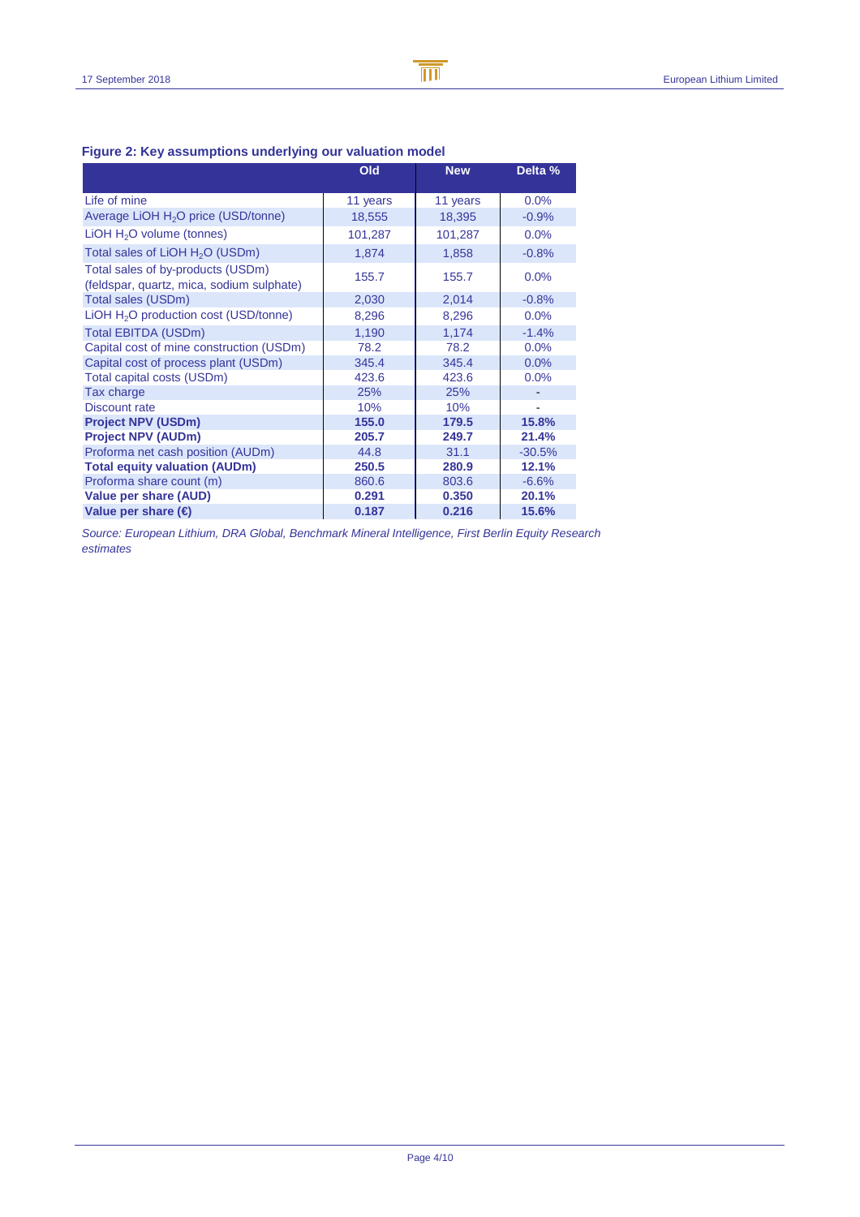**Figure 2: Key assumptions underlying our valuation model**

| | Old | New | Delta % |
|---|---|---|---|
| Life of mine | 11 years | 11 years | 0.0% |
| Average LiOH $H_2O$ price (USD/tonne) | 18,555 | 18,395 | -0.9% |
| LiOH $H_2O$ volume (tonnes) | 101,287 | 101,287 | 0.0% |
| Total sales of LiOH $H_2O$ (USDm) | 1,874 | 1,858 | -0.8% |
| Total sales of by-products (USDm) (feldspar, quartz, mica, sodium sulphate) | 155.7 | 155.7 | 0.0% |
| Total sales (USDm) | 2,030 | 2,014 | -0.8% |
| LiOH $H_2O$ production cost (USD/tonne) | 8,296 | 8,296 | 0.0% |
| Total EBITDA (USDm) | 1,190 | 1,174 | -1.4% |
| Capital cost of mine construction (USDm) | 78.2 | 78.2 | 0.0% |
| Capital cost of process plant (USDm) | 345.4 | 345.4 | 0.0% |
| Total capital costs (USDm) | 423.6 | 423.6 | 0.0% |
| Tax charge | 25% | 25% | - |
| Discount rate | 10% | 10% | - |
| **Project NPV (USDm)** | **155.0** | **179.5** | **15.8%** |
| **Project NPV (AUDm)** | **205.7** | **249.7** | **21.4%** |
| Proforma net cash position (AUDm) | 44.8 | 31.1 | -30.5% |
| **Total equity valuation (AUDm)** | **250.5** | **280.9** | **12.1%** |
| Proforma share count (m) | 860.6 | 803.6 | -6.6% |
| **Value per share (AUD)** | **0.291** | **0.350** | **20.1%** |
| **Value per share (€)** | **0.187** | **0.216** | **15.6%** |

*Source: European Lithium, DRA Global, Benchmark Mineral Intelligence, First Berlin Equity Research estimates*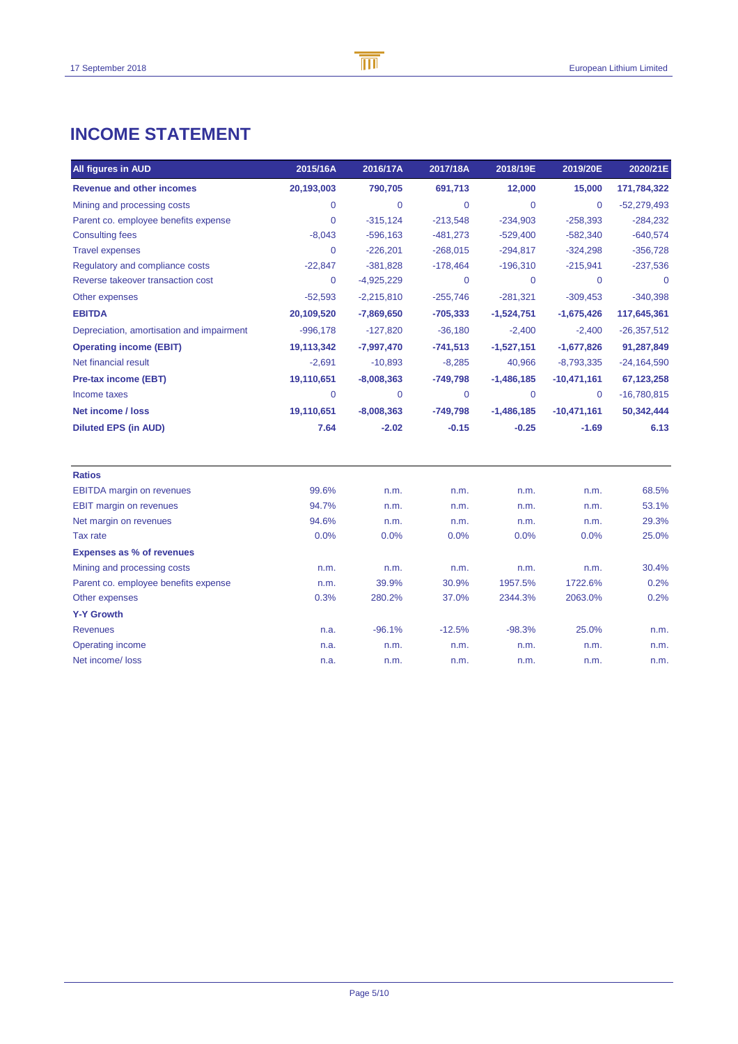# INCOME STATEMENT

| All figures in AUD | 2015/16A | 2016/17A | 2017/18A | 2018/19E | 2019/20E | 2020/21E |
|---|---|---|---|---|---|---|
| **Revenue and other incomes** | **20,193,003** | **790,705** | **691,713** | **12,000** | **15,000** | **171,784,322** |
| Mining and processing costs | 0 | 0 | 0 | 0 | 0 | -52,279,493 |
| Parent co. employee benefits expense | 0 | -315,124 | -213,548 | -234,903 | -258,393 | -284,232 |
| Consulting fees | -8,043 | -596,163 | -481,273 | -529,400 | -582,340 | -640,574 |
| Travel expenses | 0 | -226,201 | -268,015 | -294,817 | -324,298 | -356,728 |
| Regulatory and compliance costs | -22,847 | -381,828 | -178,464 | -196,310 | -215,941 | -237,536 |
| Reverse takeover transaction cost | 0 | -4,925,229 | 0 | 0 | 0 | 0 |
| Other expenses | -52,593 | -2,215,810 | -255,746 | -281,321 | -309,453 | -340,398 |
| **EBITDA** | **20,109,520** | **-7,869,650** | **-705,333** | **-1,524,751** | **-1,675,426** | **117,645,361** |
| Depreciation, amortisation and impairment | -996,178 | -127,820 | -36,180 | -2,400 | -2,400 | -26,357,512 |
| **Operating income (EBIT)** | **19,113,342** | **-7,997,470** | **-741,513** | **-1,527,151** | **-1,677,826** | **91,287,849** |
| Net financial result | -2,691 | -10,893 | -8,285 | 40,966 | -8,793,335 | -24,164,590 |
| **Pre-tax income (EBT)** | **19,110,651** | **-8,008,363** | **-749,798** | **-1,486,185** | **-10,471,161** | **67,123,258** |
| Income taxes | 0 | 0 | 0 | 0 | 0 | -16,780,815 |
| **Net income / loss** | **19,110,651** | **-8,008,363** | **-749,798** | **-1,486,185** | **-10,471,161** | **50,342,444** |
| **Diluted EPS (in AUD)** | **7.64** | **-2.02** | **-0.15** | **-0.25** | **-1.69** | **6.13** |

| **Ratios** | | | | | | |
|---|---|---|---|---|---|---|
| EBITDA margin on revenues | 99.6% | n.m. | n.m. | n.m. | n.m. | 68.5% |
| EBIT margin on revenues | 94.7% | n.m. | n.m. | n.m. | n.m. | 53.1% |
| Net margin on revenues | 94.6% | n.m. | n.m. | n.m. | n.m. | 29.3% |
| Tax rate | 0.0% | 0.0% | 0.0% | 0.0% | 0.0% | 25.0% |
| **Expenses as % of revenues** | | | | | | |
| Mining and processing costs | n.m. | n.m. | n.m. | n.m. | n.m. | 30.4% |
| Parent co. employee benefits expense | n.m. | 39.9% | 30.9% | 1957.5% | 1722.6% | 0.2% |
| Other expenses | 0.3% | 280.2% | 37.0% | 2344.3% | 2063.0% | 0.2% |
| **Y-Y Growth** | | | | | | |
| Revenues | n.a. | -96.1% | -12.5% | -98.3% | 25.0% | n.m. |
| Operating income | n.a. | n.m. | n.m. | n.m. | n.m. | n.m. |
| Net income/ loss | n.a. | n.m. | n.m. | n.m. | n.m. | n.m. |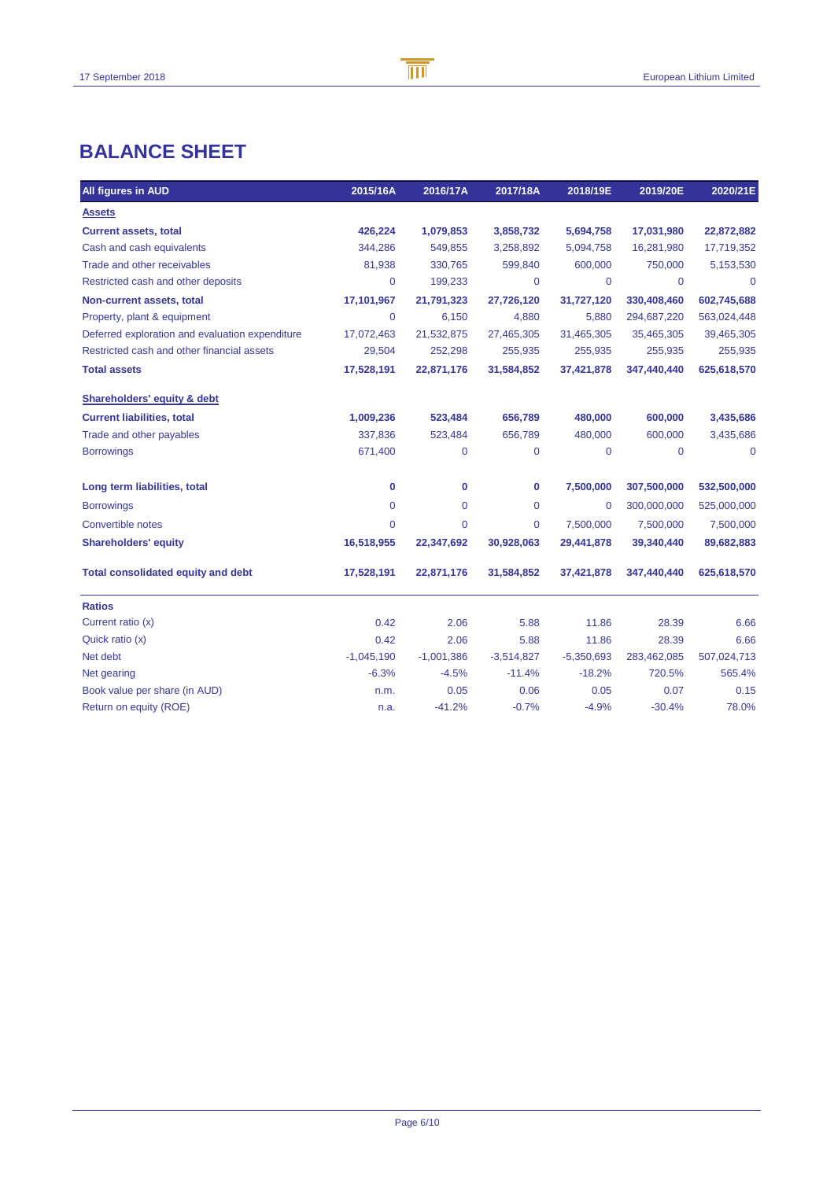# BALANCE SHEET

| All figures in AUD | 2015/16A | 2016/17A | 2017/18A | 2018/19E | 2019/20E | 2020/21E |
|---|---|---|---|---|---|---|
| **Assets** | | | | | | |
| **Current assets, total** | **426,224** | **1,079,853** | **3,858,732** | **5,694,758** | **17,031,980** | **22,872,882** |
| Cash and cash equivalents | 344,286 | 549,855 | 3,258,892 | 5,094,758 | 16,281,980 | 17,719,352 |
| Trade and other receivables | 81,938 | 330,765 | 599,840 | 600,000 | 750,000 | 5,153,530 |
| Restricted cash and other deposits | 0 | 199,233 | 0 | 0 | 0 | 0 |
| **Non-current assets, total** | **17,101,967** | **21,791,323** | **27,726,120** | **31,727,120** | **330,408,460** | **602,745,688** |
| Property, plant & equipment | 0 | 6,150 | 4,880 | 5,880 | 294,687,220 | 563,024,448 |
| Deferred exploration and evaluation expenditure | 17,072,463 | 21,532,875 | 27,465,305 | 31,465,305 | 35,465,305 | 39,465,305 |
| Restricted cash and other financial assets | 29,504 | 252,298 | 255,935 | 255,935 | 255,935 | 255,935 |
| **Total assets** | **17,528,191** | **22,871,176** | **31,584,852** | **37,421,878** | **347,440,440** | **625,618,570** |
| **Shareholders' equity & debt** | | | | | | |
| **Current liabilities, total** | **1,009,236** | **523,484** | **656,789** | **480,000** | **600,000** | **3,435,686** |
| Trade and other payables | 337,836 | 523,484 | 656,789 | 480,000 | 600,000 | 3,435,686 |
| Borrowings | 671,400 | 0 | 0 | 0 | 0 | 0 |
| **Long term liabilities, total** | **0** | **0** | **0** | **7,500,000** | **307,500,000** | **532,500,000** |
| Borrowings | 0 | 0 | 0 | 0 | 300,000,000 | 525,000,000 |
| Convertible notes | 0 | 0 | 0 | 7,500,000 | 7,500,000 | 7,500,000 |
| **Shareholders' equity** | **16,518,955** | **22,347,692** | **30,928,063** | **29,441,878** | **39,340,440** | **89,682,883** |
| **Total consolidated equity and debt** | **17,528,191** | **22,871,176** | **31,584,852** | **37,421,878** | **347,440,440** | **625,618,570** |
| **Ratios** | | | | | | |
| Current ratio (x) | 0.42 | 2.06 | 5.88 | 11.86 | 28.39 | 6.66 |
| Quick ratio (x) | 0.42 | 2.06 | 5.88 | 11.86 | 28.39 | 6.66 |
| Net debt | -1,045,190 | -1,001,386 | -3,514,827 | -5,350,693 | 283,462,085 | 507,024,713 |
| Net gearing | -6.3% | -4.5% | -11.4% | -18.2% | 720.5% | 565.4% |
| Book value per share (in AUD) | n.m. | 0.05 | 0.06 | 0.05 | 0.07 | 0.15 |
| Return on equity (ROE) | n.a. | -41.2% | -0.7% | -4.9% | -30.4% | 78.0% |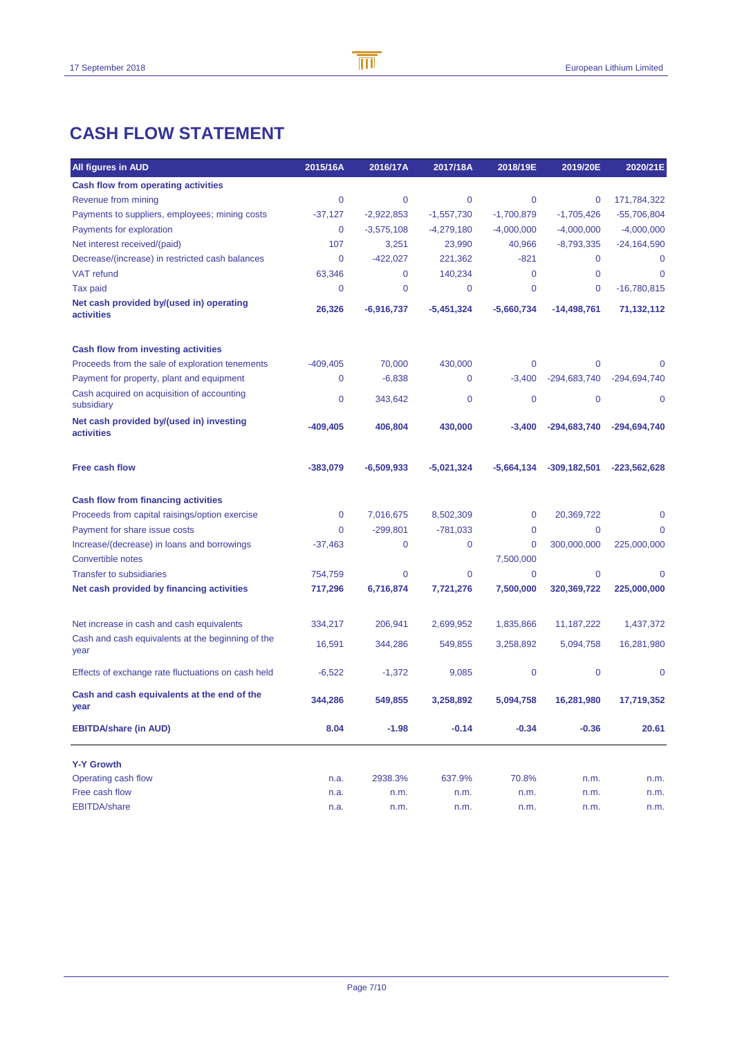# CASH FLOW STATEMENT

| All figures in AUD | 2015/16A | 2016/17A | 2017/18A | 2018/19E | 2019/20E | 2020/21E |
|---|---|---|---|---|---|---|
| **Cash flow from operating activities** | | | | | | |
| Revenue from mining | 0 | 0 | 0 | 0 | 0 | 171,784,322 |
| Payments to suppliers, employees; mining costs | -37,127 | -2,922,853 | -1,557,730 | -1,700,879 | -1,705,426 | -55,706,804 |
| Payments for exploration | 0 | -3,575,108 | -4,279,180 | -4,000,000 | -4,000,000 | -4,000,000 |
| Net interest received/(paid) | 107 | 3,251 | 23,990 | 40,966 | -8,793,335 | -24,164,590 |
| Decrease/(increase) in restricted cash balances | 0 | -422,027 | 221,362 | -821 | 0 | 0 |
| VAT refund | 63,346 | 0 | 140,234 | 0 | 0 | 0 |
| Tax paid | 0 | 0 | 0 | 0 | 0 | -16,780,815 |
| **Net cash provided by/(used in) operating activities** | **26,326** | **-6,916,737** | **-5,451,324** | **-5,660,734** | **-14,498,761** | **71,132,112** |
| | | | | | | |
| **Cash flow from investing activities** | | | | | | |
| Proceeds from the sale of exploration tenements | -409,405 | 70,000 | 430,000 | 0 | 0 | 0 |
| Payment for property, plant and equipment | 0 | -6,838 | 0 | -3,400 | -294,683,740 | -294,694,740 |
| Cash acquired on acquisition of accounting subsidiary | 0 | 343,642 | 0 | 0 | 0 | 0 |
| **Net cash provided by/(used in) investing activities** | **-409,405** | **406,804** | **430,000** | **-3,400** | **-294,683,740** | **-294,694,740** |
| | | | | | | |
| **Free cash flow** | **-383,079** | **-6,509,933** | **-5,021,324** | **-5,664,134** | **-309,182,501** | **-223,562,628** |
| | | | | | | |
| **Cash flow from financing activities** | | | | | | |
| Proceeds from capital raisings/option exercise | 0 | 7,016,675 | 8,502,309 | 0 | 20,369,722 | 0 |
| Payment for share issue costs | 0 | -299,801 | -781,033 | 0 | 0 | 0 |
| Increase/(decrease) in loans and borrowings | -37,463 | 0 | 0 | 0 | 300,000,000 | 225,000,000 |
| Convertible notes | | | | 7,500,000 | | |
| Transfer to subsidiaries | 754,759 | 0 | 0 | 0 | 0 | 0 |
| **Net cash provided by financing activities** | **717,296** | **6,716,874** | **7,721,276** | **7,500,000** | **320,369,722** | **225,000,000** |
| | | | | | | |
| Net increase in cash and cash equivalents | 334,217 | 206,941 | 2,699,952 | 1,835,866 | 11,187,222 | 1,437,372 |
| Cash and cash equivalents at the beginning of the year | 16,591 | 344,286 | 549,855 | 3,258,892 | 5,094,758 | 16,281,980 |
| Effects of exchange rate fluctuations on cash held | -6,522 | -1,372 | 9,085 | 0 | 0 | 0 |
| **Cash and cash equivalents at the end of the year** | **344,286** | **549,855** | **3,258,892** | **5,094,758** | **16,281,980** | **17,719,352** |
| **EBITDA/share (in AUD)** | **8.04** | **-1.98** | **-0.14** | **-0.34** | **-0.36** | **20.61** |
| | | | | | | |
| **Y-Y Growth** | | | | | | |
| Operating cash flow | n.a. | 2938.3% | 637.9% | 70.8% | n.m. | n.m. |
| Free cash flow | n.a. | n.m. | n.m. | n.m. | n.m. | n.m. |
| EBITDA/share | n.a. | n.m. | n.m. | n.m. | n.m. | n.m. |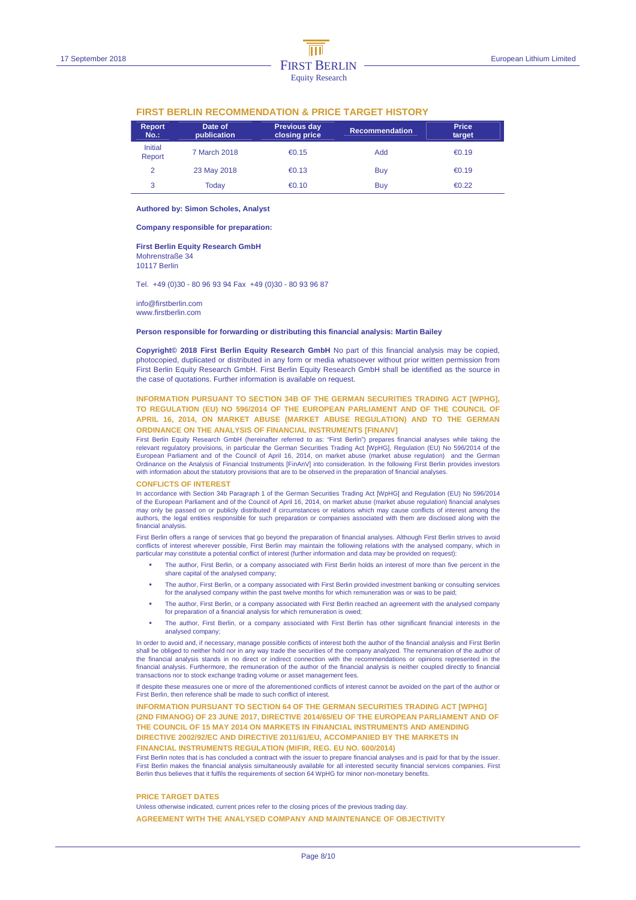## FIRST BERLIN RECOMMENDATION & PRICE TARGET HISTORY

| Report No.: | Date of publication | Previous day closing price | Recommendation | Price target |
|---|---|---|---|---|
| Initial Report | 7 March 2018 | €0.15 | Add | €0.19 |
| 2 | 23 May 2018 | €0.13 | Buy | €0.19 |
| 3 | Today | €0.10 | Buy | €0.22 |

**Authored by: Simon Scholes, Analyst**

**Company responsible for preparation:**

**First Berlin Equity Research GmbH**
Mohrenstraße 34
10117 Berlin

Tel. +49 (0)30 - 80 96 93 94 Fax +49 (0)30 - 80 93 96 87

info@firstberlin.com
www.firstberlin.com

**Person responsible for forwarding or distributing this financial analysis: Martin Bailey**

**Copyright© 2018 First Berlin Equity Research GmbH** No part of this financial analysis may be copied, photocopied, duplicated or distributed in any form or media whatsoever without prior written permission from First Berlin Equity Research GmbH. First Berlin Equity Research GmbH shall be identified as the source in the case of quotations. Further information is available on request.

### INFORMATION PURSUANT TO SECTION 34B OF THE GERMAN SECURITIES TRADING ACT [WPHG], TO REGULATION (EU) NO 596/2014 OF THE EUROPEAN PARLIAMENT AND OF THE COUNCIL OF APRIL 16, 2014, ON MARKET ABUSE (MARKET ABUSE REGULATION) AND TO THE GERMAN ORDINANCE ON THE ANALYSIS OF FINANCIAL INSTRUMENTS [FINANV]

First Berlin Equity Research GmbH (hereinafter referred to as: "First Berlin") prepares financial analyses while taking the relevant regulatory provisions, in particular the German Securities Trading Act [WpHG], Regulation (EU) No 596/2014 of the European Parliament and of the Council of April 16, 2014, on market abuse (market abuse regulation) and the German Ordinance on the Analysis of Financial Instruments [FinAnV] into consideration. In the following First Berlin provides investors with information about the statutory provisions that are to be observed in the preparation of financial analyses.

### CONFLICTS OF INTEREST

In accordance with Section 34b Paragraph 1 of the German Securities Trading Act [WpHG] and Regulation (EU) No 596/2014 of the European Parliament and of the Council of April 16, 2014, on market abuse (market abuse regulation) financial analyses may only be passed on or publicly distributed if circumstances or relations which may cause conflicts of interest among the authors, the legal entities responsible for such preparation or companies associated with them are disclosed along with the financial analysis.

First Berlin offers a range of services that go beyond the preparation of financial analyses. Although First Berlin strives to avoid conflicts of interest wherever possible, First Berlin may maintain the following relations with the analysed company, which in particular may constitute a potential conflict of interest (further information and data may be provided on request):

- The author, First Berlin, or a company associated with First Berlin holds an interest of more than five percent in the share capital of the analysed company;
- The author, First Berlin, or a company associated with First Berlin provided investment banking or consulting services for the analysed company within the past twelve months for which remuneration was or was to be paid;
- The author, First Berlin, or a company associated with First Berlin reached an agreement with the analysed company for preparation of a financial analysis for which remuneration is owed;
- The author, First Berlin, or a company associated with First Berlin has other significant financial interests in the analysed company;

In order to avoid and, if necessary, manage possible conflicts of interest both the author of the financial analysis and First Berlin shall be obliged to neither hold nor in any way trade the securities of the company analyzed. The remuneration of the author of the financial analysis stands in no direct or indirect connection with the recommendations or opinions represented in the financial analysis. Furthermore, the remuneration of the author of the financial analysis is neither coupled directly to financial transactions nor to stock exchange trading volume or asset management fees.

If despite these measures one or more of the aforementioned conflicts of interest cannot be avoided on the part of the author or First Berlin, then reference shall be made to such conflict of interest.

### INFORMATION PURSUANT TO SECTION 64 OF THE GERMAN SECURITIES TRADING ACT [WPHG] (2ND FIMANOG) OF 23 JUNE 2017, DIRECTIVE 2014/65/EU OF THE EUROPEAN PARLIAMENT AND OF THE COUNCIL OF 15 MAY 2014 ON MARKETS IN FINANCIAL INSTRUMENTS AND AMENDING DIRECTIVE 2002/92/EC AND DIRECTIVE 2011/61/EU, ACCOMPANIED BY THE MARKETS IN FINANCIAL INSTRUMENTS REGULATION (MIFIR, REG. EU NO. 600/2014)

First Berlin notes that is has concluded a contract with the issuer to prepare financial analyses and is paid for that by the issuer. First Berlin makes the financial analysis simultaneously available for all interested security financial services companies. First Berlin thus believes that it fulfils the requirements of section 64 WpHG for minor non-monetary benefits.

### PRICE TARGET DATES

Unless otherwise indicated, current prices refer to the closing prices of the previous trading day.

### AGREEMENT WITH THE ANALYSED COMPANY AND MAINTENANCE OF OBJECTIVITY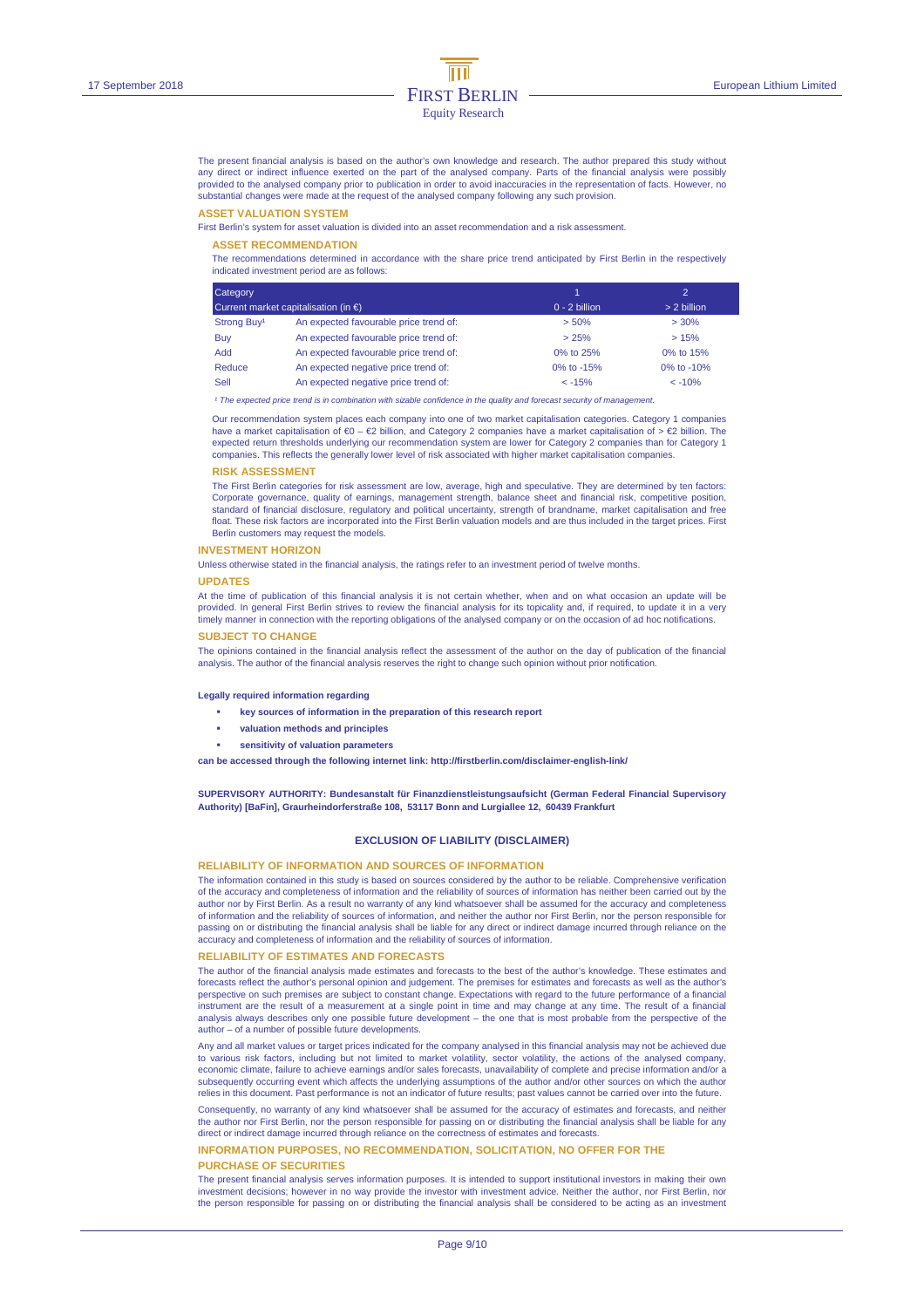The present financial analysis is based on the author's own knowledge and research. The author prepared this study without any direct or indirect influence exerted on the part of the analysed company. Parts of the financial analysis were possibly provided to the analysed company prior to publication in order to avoid inaccuracies in the representation of facts. However, no substantial changes were made at the request of the analysed company following any such provision.

## ASSET VALUATION SYSTEM

First Berlin's system for asset valuation is divided into an asset recommendation and a risk assessment.

### ASSET RECOMMENDATION

The recommendations determined in accordance with the share price trend anticipated by First Berlin in the respectively indicated investment period are as follows:

| Category | | 1 | 2 |
|---|---|---|---|
| Current market capitalisation (in €) | | 0 - 2 billion | > 2 billion |
| Strong Buy[1] | An expected favourable price trend of: | > 50% | > 30% |
| Buy | An expected favourable price trend of: | > 25% | > 15% |
| Add | An expected favourable price trend of: | 0% to 25% | 0% to 15% |
| Reduce | An expected negative price trend of: | 0% to -15% | 0% to -10% |
| Sell | An expected negative price trend of: | < -15% | < -10% |

*[1] The expected price trend is in combination with sizable confidence in the quality and forecast security of management.*

Our recommendation system places each company into one of two market capitalisation categories. Category 1 companies have a market capitalisation of €0 – €2 billion, and Category 2 companies have a market capitalisation of > €2 billion. The expected return thresholds underlying our recommendation system are lower for Category 2 companies than for Category 1 companies. This reflects the generally lower level of risk associated with higher market capitalisation companies.

### RISK ASSESSMENT

The First Berlin categories for risk assessment are low, average, high and speculative. They are determined by ten factors: Corporate governance, quality of earnings, management strength, balance sheet and financial risk, competitive position, standard of financial disclosure, regulatory and political uncertainty, strength of brandname, market capitalisation and free float. These risk factors are incorporated into the First Berlin valuation models and are thus included in the target prices. First Berlin customers may request the models.

## INVESTMENT HORIZON

Unless otherwise stated in the financial analysis, the ratings refer to an investment period of twelve months.

## UPDATES

At the time of publication of this financial analysis it is not certain whether, when and on what occasion an update will be provided. In general First Berlin strives to review the financial analysis for its topicality and, if required, to update it in a very timely manner in connection with the reporting obligations of the analysed company or on the occasion of ad hoc notifications.

## SUBJECT TO CHANGE

The opinions contained in the financial analysis reflect the assessment of the author on the day of publication of the financial analysis. The author of the financial analysis reserves the right to change such opinion without prior notification.

**Legally required information regarding**

- **key sources of information in the preparation of this research report**
- **valuation methods and principles**
- **sensitivity of valuation parameters**

**can be accessed through the following internet link: http://firstberlin.com/disclaimer-english-link/**

**SUPERVISORY AUTHORITY: Bundesanstalt für Finanzdienstleistungsaufsicht (German Federal Financial Supervisory Authority) [BaFin], Graurheindorferstraße 108, 53117 Bonn and Lurgiallee 12, 60439 Frankfurt**

## EXCLUSION OF LIABILITY (DISCLAIMER)

## RELIABILITY OF INFORMATION AND SOURCES OF INFORMATION

The information contained in this study is based on sources considered by the author to be reliable. Comprehensive verification of the accuracy and completeness of information and the reliability of sources of information has neither been carried out by the author nor by First Berlin. As a result no warranty of any kind whatsoever shall be assumed for the accuracy and completeness of information and the reliability of sources of information, and neither the author nor First Berlin, nor the person responsible for passing on or distributing the financial analysis shall be liable for any direct or indirect damage incurred through reliance on the accuracy and completeness of information and the reliability of sources of information.

## RELIABILITY OF ESTIMATES AND FORECASTS

The author of the financial analysis made estimates and forecasts to the best of the author's knowledge. These estimates and forecasts reflect the author's personal opinion and judgement. The premises for estimates and forecasts as well as the author's perspective on such premises are subject to constant change. Expectations with regard to the future performance of a financial instrument are the result of a measurement at a single point in time and may change at any time. The result of a financial analysis always describes only one possible future development – the one that is most probable from the perspective of the author – of a number of possible future developments.

Any and all market values or target prices indicated for the company analysed in this financial analysis may not be achieved due to various risk factors, including but not limited to market volatility, sector volatility, the actions of the analysed company, economic climate, failure to achieve earnings and/or sales forecasts, unavailability of complete and precise information and/or a subsequently occurring event which affects the underlying assumptions of the author and/or other sources on which the author relies in this document. Past performance is not an indicator of future results; past values cannot be carried over into the future.

Consequently, no warranty of any kind whatsoever shall be assumed for the accuracy of estimates and forecasts, and neither the author nor First Berlin, nor the person responsible for passing on or distributing the financial analysis shall be liable for any direct or indirect damage incurred through reliance on the correctness of estimates and forecasts.

## INFORMATION PURPOSES, NO RECOMMENDATION, SOLICITATION, NO OFFER FOR THE PURCHASE OF SECURITIES

The present financial analysis serves information purposes. It is intended to support institutional investors in making their own investment decisions; however in no way provide the investor with investment advice. Neither the author, nor First Berlin, nor the person responsible for passing on or distributing the financial analysis shall be considered to be acting as an investment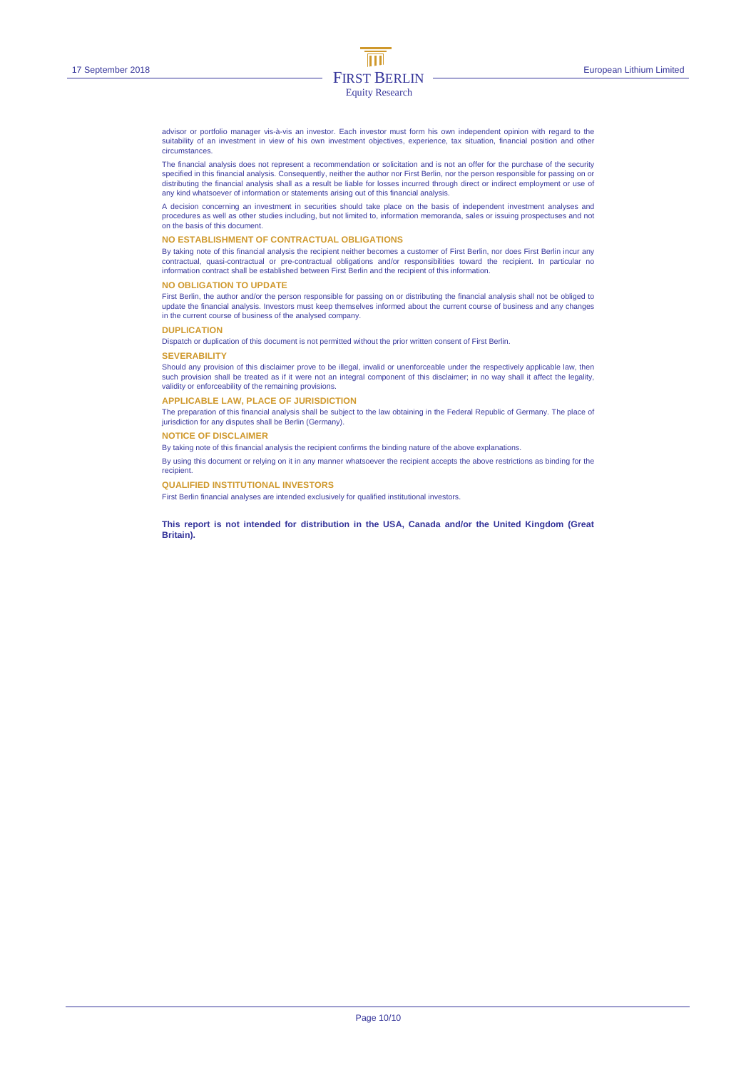advisor or portfolio manager vis-à-vis an investor. Each investor must form his own independent opinion with regard to the suitability of an investment in view of his own investment objectives, experience, tax situation, financial position and other circumstances.

The financial analysis does not represent a recommendation or solicitation and is not an offer for the purchase of the security specified in this financial analysis. Consequently, neither the author nor First Berlin, nor the person responsible for passing on or distributing the financial analysis shall as a result be liable for losses incurred through direct or indirect employment or use of any kind whatsoever of information or statements arising out of this financial analysis.

A decision concerning an investment in securities should take place on the basis of independent investment analyses and procedures as well as other studies including, but not limited to, information memoranda, sales or issuing prospectuses and not on the basis of this document.

## NO ESTABLISHMENT OF CONTRACTUAL OBLIGATIONS

By taking note of this financial analysis the recipient neither becomes a customer of First Berlin, nor does First Berlin incur any contractual, quasi-contractual or pre-contractual obligations and/or responsibilities toward the recipient. In particular no information contract shall be established between First Berlin and the recipient of this information.

## NO OBLIGATION TO UPDATE

First Berlin, the author and/or the person responsible for passing on or distributing the financial analysis shall not be obliged to update the financial analysis. Investors must keep themselves informed about the current course of business and any changes in the current course of business of the analysed company.

## DUPLICATION

Dispatch or duplication of this document is not permitted without the prior written consent of First Berlin.

## SEVERABILITY

Should any provision of this disclaimer prove to be illegal, invalid or unenforceable under the respectively applicable law, then such provision shall be treated as if it were not an integral component of this disclaimer; in no way shall it affect the legality, validity or enforceability of the remaining provisions.

## APPLICABLE LAW, PLACE OF JURISDICTION

The preparation of this financial analysis shall be subject to the law obtaining in the Federal Republic of Germany. The place of jurisdiction for any disputes shall be Berlin (Germany).

## NOTICE OF DISCLAIMER

By taking note of this financial analysis the recipient confirms the binding nature of the above explanations.

By using this document or relying on it in any manner whatsoever the recipient accepts the above restrictions as binding for the recipient.

## QUALIFIED INSTITUTIONAL INVESTORS

First Berlin financial analyses are intended exclusively for qualified institutional investors.

**This report is not intended for distribution in the USA, Canada and/or the United Kingdom (Great Britain).**